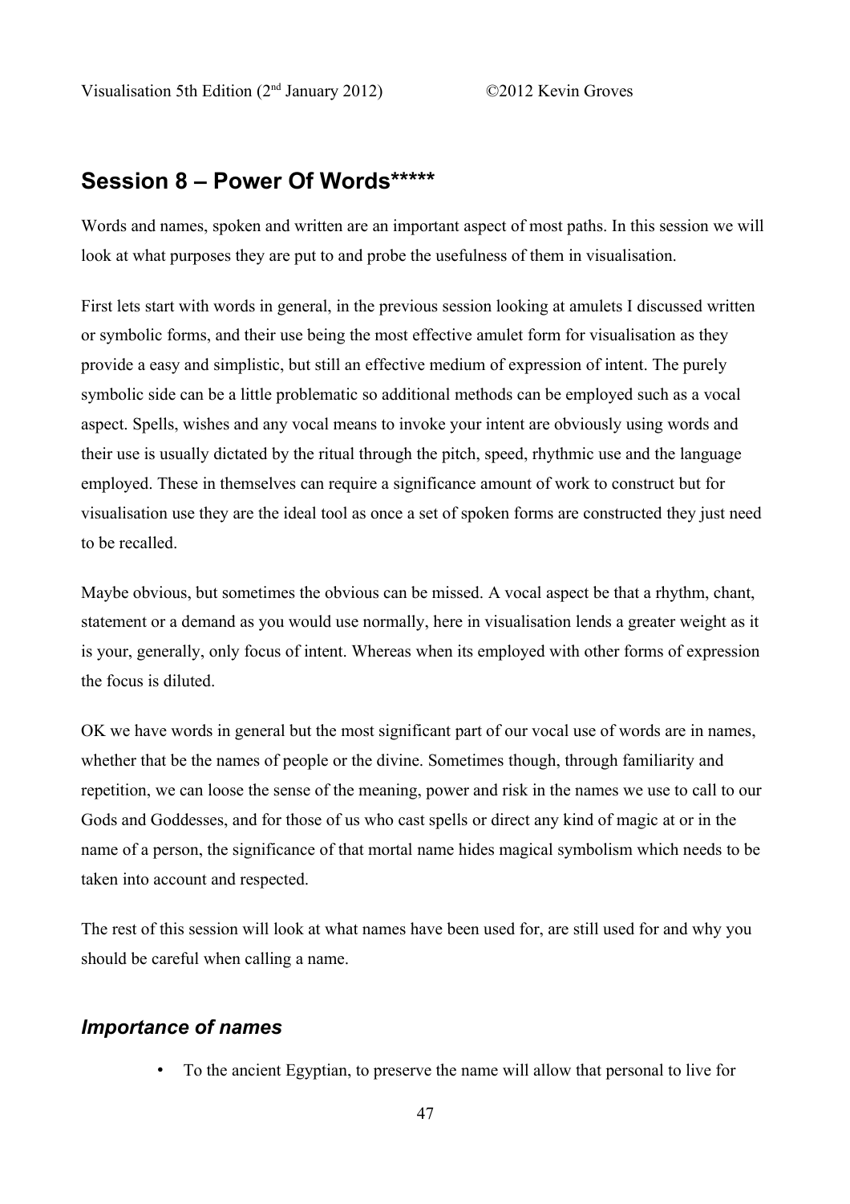## Session 8 – Power Of Words*****

Words and names, spoken and written are an important aspect of most paths. In this session we will look at what purposes they are put to and probe the usefulness of them in visualisation.

First lets start with words in general, in the previous session looking at amulets I discussed written or symbolic forms, and their use being the most effective amulet form for visualisation as they provide a easy and simplistic, but still an effective medium of expression of intent. The purely symbolic side can be a little problematic so additional methods can be employed such as a vocal aspect. Spells, wishes and any vocal means to invoke your intent are obviously using words and their use is usually dictated by the ritual through the pitch, speed, rhythmic use and the language employed. These in themselves can require a significance amount of work to construct but for visualisation use they are the ideal tool as once a set of spoken forms are constructed they just need to be recalled.

Maybe obvious, but sometimes the obvious can be missed. A vocal aspect be that a rhythm, chant, statement or a demand as you would use normally, here in visualisation lends a greater weight as it is your, generally, only focus of intent. Whereas when its employed with other forms of expression the focus is diluted.

OK we have words in general but the most significant part of our vocal use of words are in names, whether that be the names of people or the divine. Sometimes though, through familiarity and repetition, we can loose the sense of the meaning, power and risk in the names we use to call to our Gods and Goddesses, and for those of us who cast spells or direct any kind of magic at or in the name of a person, the significance of that mortal name hides magical symbolism which needs to be taken into account and respected.

The rest of this session will look at what names have been used for, are still used for and why you should be careful when calling a name.

### *Importance of names*

- To the ancient Egyptian, to preserve the name will allow that personal to live for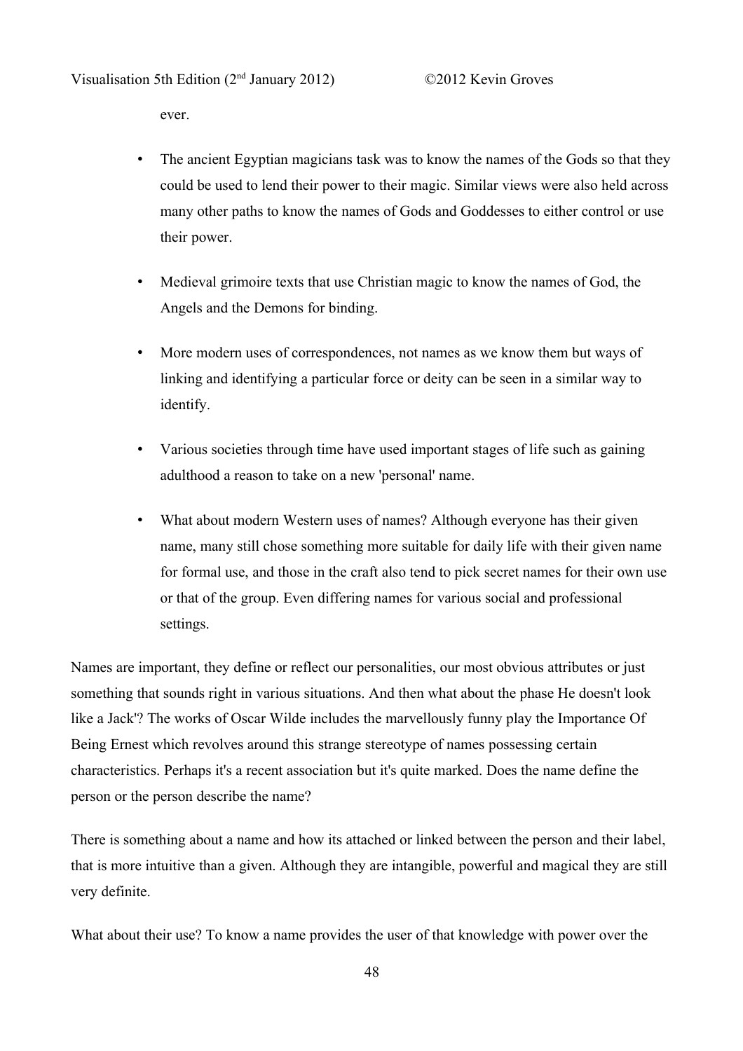ever.

- The ancient Egyptian magicians task was to know the names of the Gods so that they could be used to lend their power to their magic. Similar views were also held across many other paths to know the names of Gods and Goddesses to either control or use their power.

- Medieval grimoire texts that use Christian magic to know the names of God, the Angels and the Demons for binding.

- More modern uses of correspondences, not names as we know them but ways of linking and identifying a particular force or deity can be seen in a similar way to identify.

- Various societies through time have used important stages of life such as gaining adulthood a reason to take on a new 'personal' name.

- What about modern Western uses of names? Although everyone has their given name, many still chose something more suitable for daily life with their given name for formal use, and those in the craft also tend to pick secret names for their own use or that of the group. Even differing names for various social and professional settings.

Names are important, they define or reflect our personalities, our most obvious attributes or just something that sounds right in various situations. And then what about the phase He doesn't look like a Jack'? The works of Oscar Wilde includes the marvellously funny play the Importance Of Being Ernest which revolves around this strange stereotype of names possessing certain characteristics. Perhaps it's a recent association but it's quite marked. Does the name define the person or the person describe the name?

There is something about a name and how its attached or linked between the person and their label, that is more intuitive than a given. Although they are intangible, powerful and magical they are still very definite.

What about their use? To know a name provides the user of that knowledge with power over the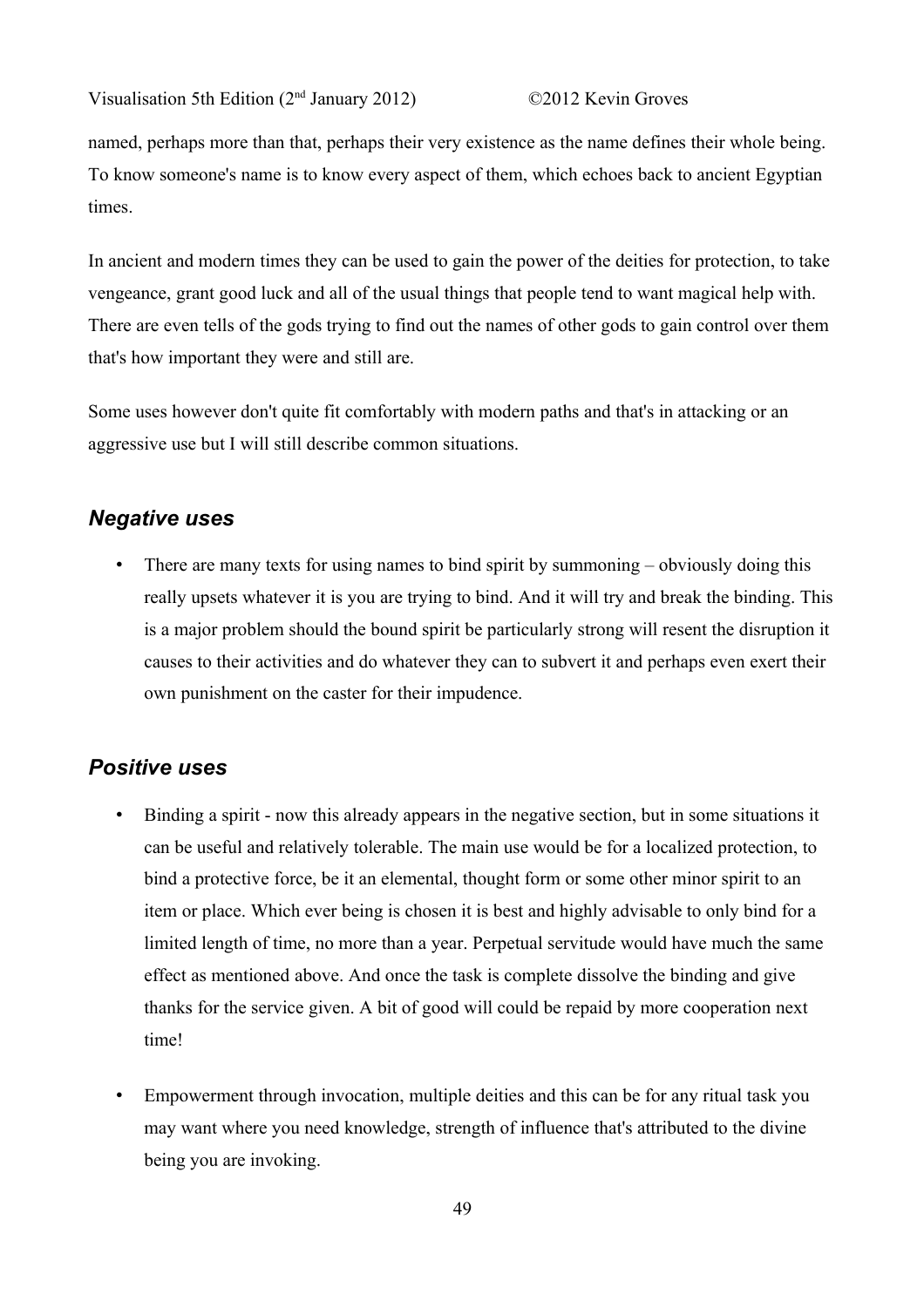named, perhaps more than that, perhaps their very existence as the name defines their whole being. To know someone's name is to know every aspect of them, which echoes back to ancient Egyptian times.

In ancient and modern times they can be used to gain the power of the deities for protection, to take vengeance, grant good luck and all of the usual things that people tend to want magical help with. There are even tells of the gods trying to find out the names of other gods to gain control over them that's how important they were and still are.

Some uses however don't quite fit comfortably with modern paths and that's in attacking or an aggressive use but I will still describe common situations.

## *Negative uses*

- There are many texts for using names to bind spirit by summoning – obviously doing this really upsets whatever it is you are trying to bind. And it will try and break the binding. This is a major problem should the bound spirit be particularly strong will resent the disruption it causes to their activities and do whatever they can to subvert it and perhaps even exert their own punishment on the caster for their impudence.

## *Positive uses*

- Binding a spirit - now this already appears in the negative section, but in some situations it can be useful and relatively tolerable. The main use would be for a localized protection, to bind a protective force, be it an elemental, thought form or some other minor spirit to an item or place. Which ever being is chosen it is best and highly advisable to only bind for a limited length of time, no more than a year. Perpetual servitude would have much the same effect as mentioned above. And once the task is complete dissolve the binding and give thanks for the service given. A bit of good will could be repaid by more cooperation next time!

- Empowerment through invocation, multiple deities and this can be for any ritual task you may want where you need knowledge, strength of influence that's attributed to the divine being you are invoking.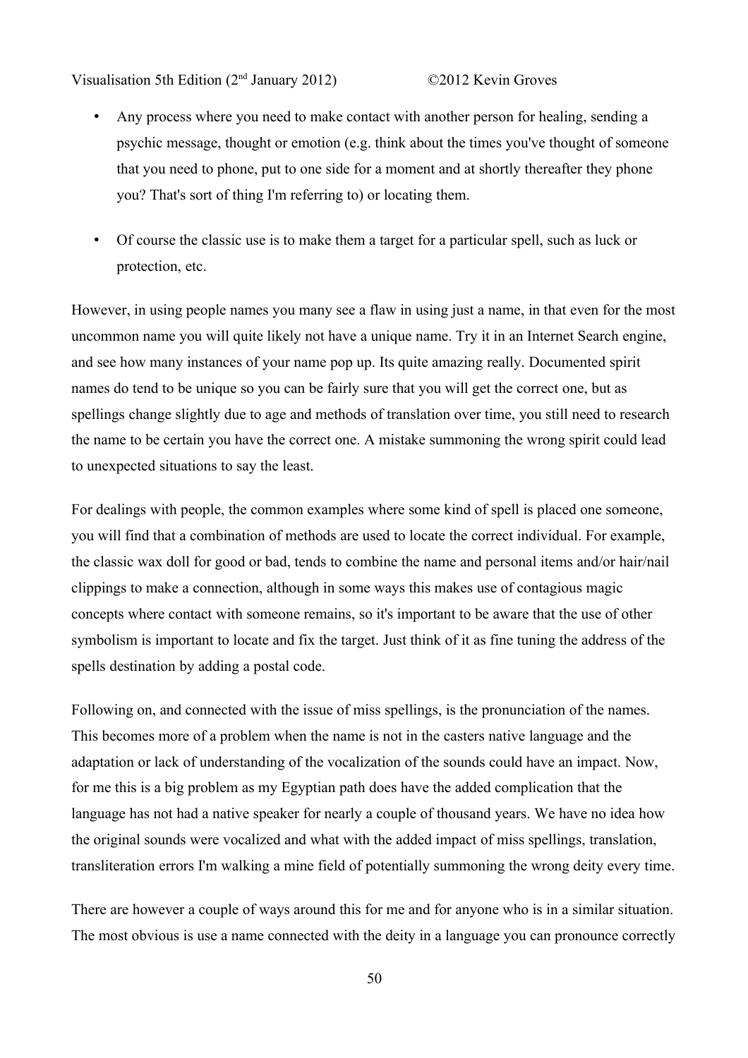- Any process where you need to make contact with another person for healing, sending a psychic message, thought or emotion (e.g. think about the times you've thought of someone that you need to phone, put to one side for a moment and at shortly thereafter they phone you? That's sort of thing I'm referring to) or locating them.

- Of course the classic use is to make them a target for a particular spell, such as luck or protection, etc.

However, in using people names you many see a flaw in using just a name, in that even for the most uncommon name you will quite likely not have a unique name. Try it in an Internet Search engine, and see how many instances of your name pop up. Its quite amazing really. Documented spirit names do tend to be unique so you can be fairly sure that you will get the correct one, but as spellings change slightly due to age and methods of translation over time, you still need to research the name to be certain you have the correct one. A mistake summoning the wrong spirit could lead to unexpected situations to say the least.

For dealings with people, the common examples where some kind of spell is placed one someone, you will find that a combination of methods are used to locate the correct individual. For example, the classic wax doll for good or bad, tends to combine the name and personal items and/or hair/nail clippings to make a connection, although in some ways this makes use of contagious magic concepts where contact with someone remains, so it's important to be aware that the use of other symbolism is important to locate and fix the target. Just think of it as fine tuning the address of the spells destination by adding a postal code.

Following on, and connected with the issue of miss spellings, is the pronunciation of the names. This becomes more of a problem when the name is not in the casters native language and the adaptation or lack of understanding of the vocalization of the sounds could have an impact. Now, for me this is a big problem as my Egyptian path does have the added complication that the language has not had a native speaker for nearly a couple of thousand years. We have no idea how the original sounds were vocalized and what with the added impact of miss spellings, translation, transliteration errors I'm walking a mine field of potentially summoning the wrong deity every time.

There are however a couple of ways around this for me and for anyone who is in a similar situation. The most obvious is use a name connected with the deity in a language you can pronounce correctly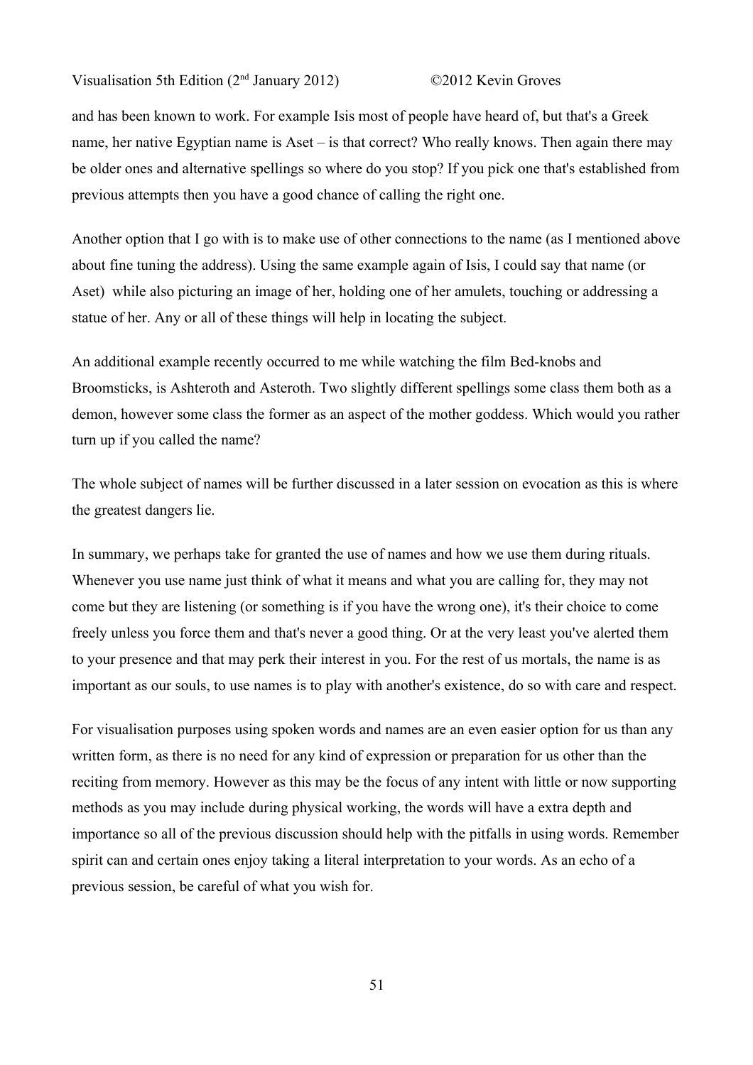and has been known to work. For example Isis most of people have heard of, but that's a Greek name, her native Egyptian name is Aset – is that correct? Who really knows. Then again there may be older ones and alternative spellings so where do you stop? If you pick one that's established from previous attempts then you have a good chance of calling the right one.

Another option that I go with is to make use of other connections to the name (as I mentioned above about fine tuning the address). Using the same example again of Isis, I could say that name (or Aset) while also picturing an image of her, holding one of her amulets, touching or addressing a statue of her. Any or all of these things will help in locating the subject.

An additional example recently occurred to me while watching the film Bed-knobs and Broomsticks, is Ashteroth and Asteroth. Two slightly different spellings some class them both as a demon, however some class the former as an aspect of the mother goddess. Which would you rather turn up if you called the name?

The whole subject of names will be further discussed in a later session on evocation as this is where the greatest dangers lie.

In summary, we perhaps take for granted the use of names and how we use them during rituals. Whenever you use name just think of what it means and what you are calling for, they may not come but they are listening (or something is if you have the wrong one), it's their choice to come freely unless you force them and that's never a good thing. Or at the very least you've alerted them to your presence and that may perk their interest in you. For the rest of us mortals, the name is as important as our souls, to use names is to play with another's existence, do so with care and respect.

For visualisation purposes using spoken words and names are an even easier option for us than any written form, as there is no need for any kind of expression or preparation for us other than the reciting from memory. However as this may be the focus of any intent with little or now supporting methods as you may include during physical working, the words will have a extra depth and importance so all of the previous discussion should help with the pitfalls in using words. Remember spirit can and certain ones enjoy taking a literal interpretation to your words. As an echo of a previous session, be careful of what you wish for.